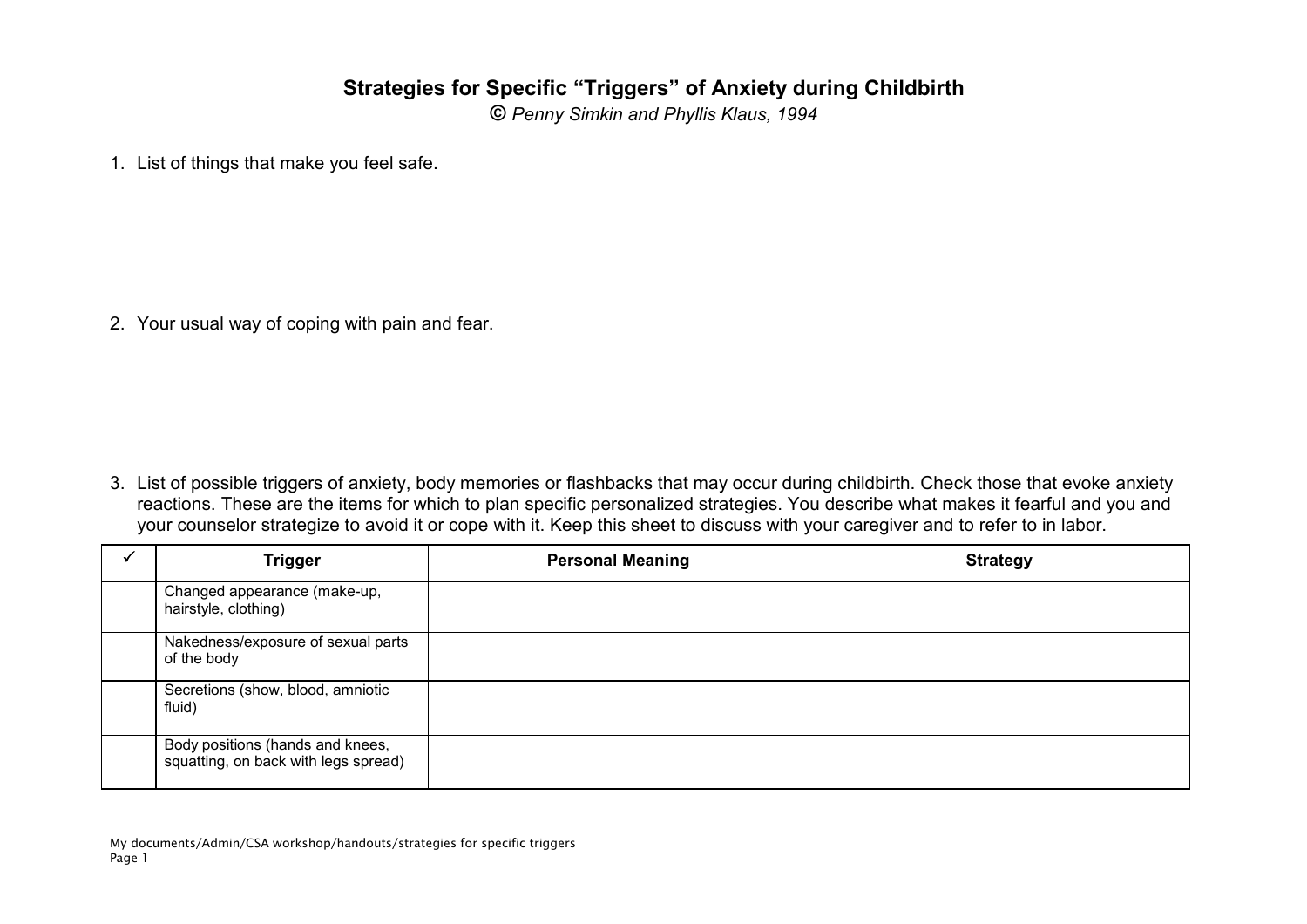# Strategies for Specific "Triggers" of Anxiety during Childbirth

*© Penny Simkin and Phyllis Klaus, 1994*

1. List of things that make you feel safe.

2. Your usual way of coping with pain and fear.

3. List of possible triggers of anxiety, body memories or flashbacks that may occur during childbirth. Check those that evoke anxiety reactions. These are the items for which to plan specific personalized strategies. You describe what makes it fearful and you and your counselor strategize to avoid it or cope with it. Keep this sheet to discuss with your caregiver and to refer to in labor.

| ✓ | Trigger | Personal Meaning | Strategy |
|---|---|---|---|
| | Changed appearance (make-up, hairstyle, clothing) | | |
| | Nakedness/exposure of sexual parts of the body | | |
| | Secretions (show, blood, amniotic fluid) | | |
| | Body positions (hands and knees, squatting, on back with legs spread) | | |

My documents/Admin/CSA workshop/handouts/strategies for specific triggers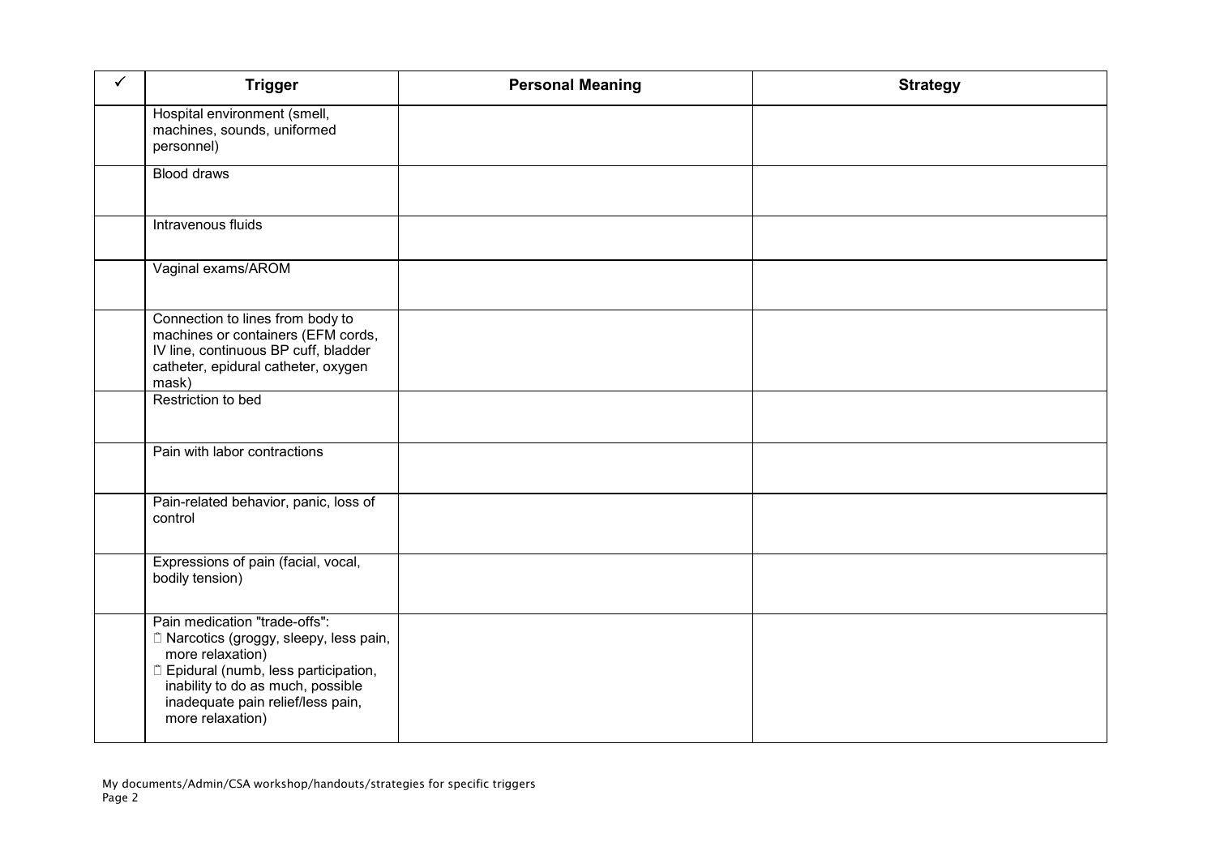| ✓ | Trigger | Personal Meaning | Strategy |
|---|---|---|---|
| | Hospital environment (smell, machines, sounds, uniformed personnel) | | |
| | Blood draws | | |
| | Intravenous fluids | | |
| | Vaginal exams/AROM | | |
| | Connection to lines from body to machines or containers (EFM cords, IV line, continuous BP cuff, bladder catheter, epidural catheter, oxygen mask) | | |
| | Restriction to bed | | |
| | Pain with labor contractions | | |
| | Pain-related behavior, panic, loss of control | | |
| | Expressions of pain (facial, vocal, bodily tension) | | |
| | Pain medication "trade-offs":<br>▯ Narcotics (groggy, sleepy, less pain, more relaxation)<br>▯ Epidural (numb, less participation, inability to do as much, possible inadequate pain relief/less pain, more relaxation) | | |

My documents/Admin/CSA workshop/handouts/strategies for specific triggers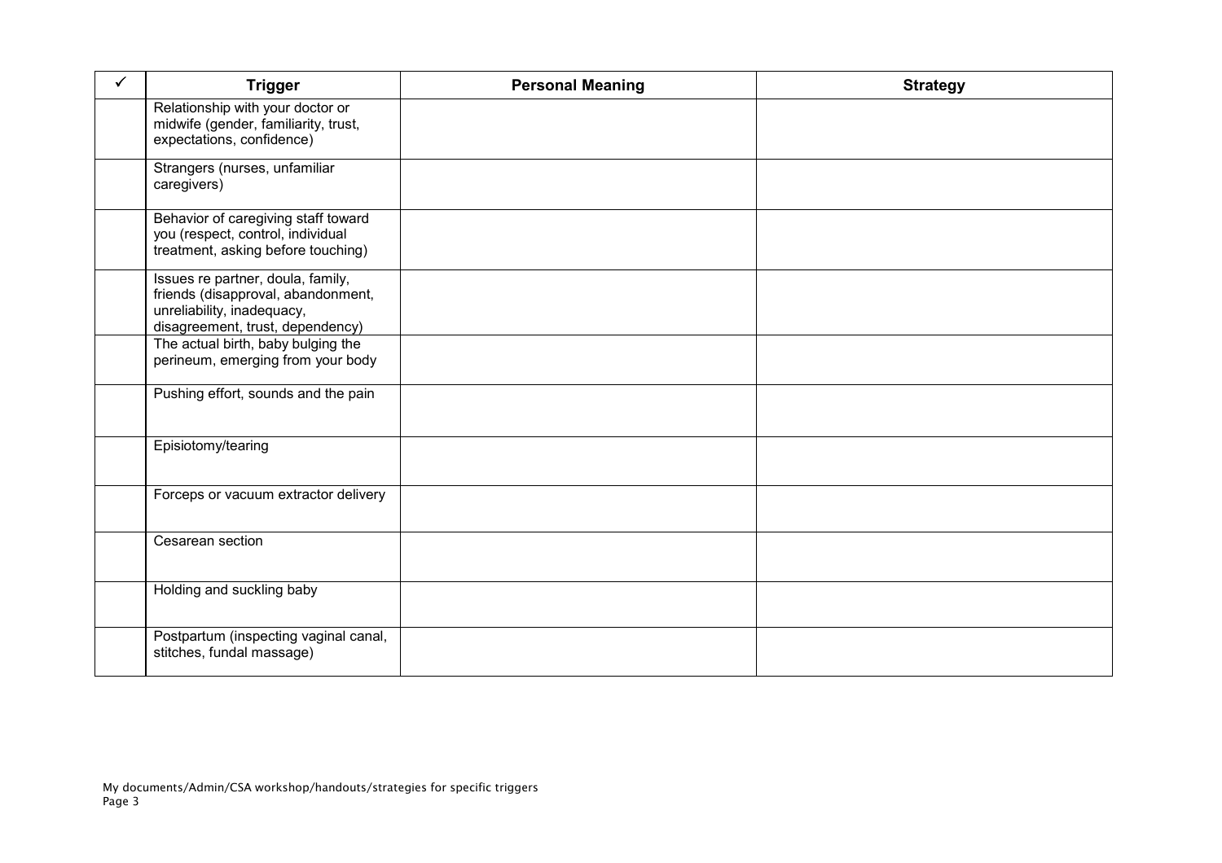| ✓ | Trigger | Personal Meaning | Strategy |
|---|---|---|---|
| | Relationship with your doctor or midwife (gender, familiarity, trust, expectations, confidence) | | |
| | Strangers (nurses, unfamiliar caregivers) | | |
| | Behavior of caregiving staff toward you (respect, control, individual treatment, asking before touching) | | |
| | Issues re partner, doula, family, friends (disapproval, abandonment, unreliability, inadequacy, disagreement, trust, dependency) | | |
| | The actual birth, baby bulging the perineum, emerging from your body | | |
| | Pushing effort, sounds and the pain | | |
| | Episiotomy/tearing | | |
| | Forceps or vacuum extractor delivery | | |
| | Cesarean section | | |
| | Holding and suckling baby | | |
| | Postpartum (inspecting vaginal canal, stitches, fundal massage) | | |